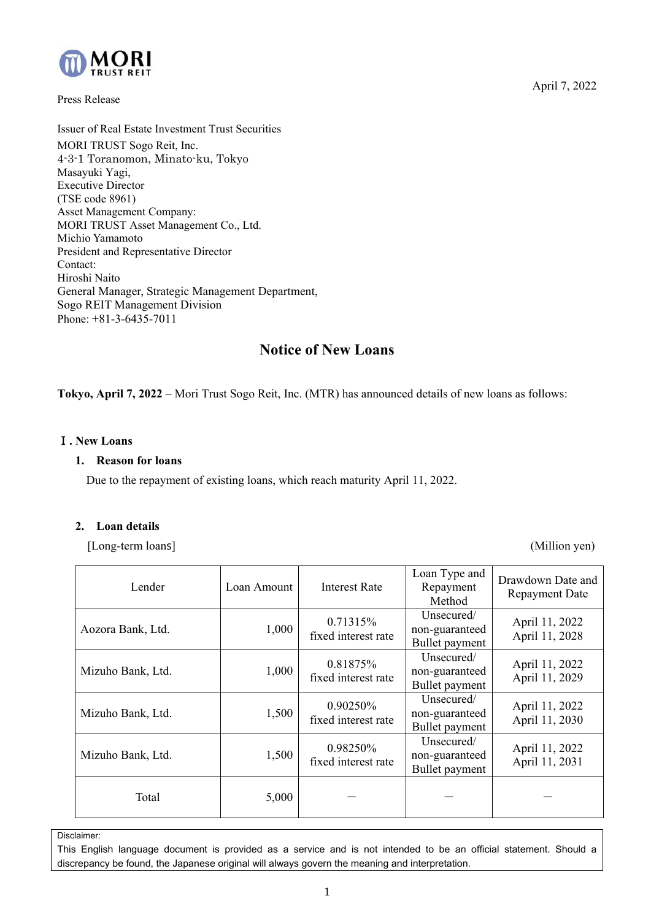MORI TRUST REIT

April 7, 2022

Press Release

Issuer of Real Estate Investment Trust Securities
MORI TRUST Sogo Reit, Inc.
4-3-1 Toranomon, Minato-ku, Tokyo
Masayuki Yagi,
Executive Director
(TSE code 8961)
Asset Management Company:
MORI TRUST Asset Management Co., Ltd.
Michio Yamamoto
President and Representative Director
Contact:
Hiroshi Naito
General Manager, Strategic Management Department,
Sogo REIT Management Division
Phone: +81-3-6435-7011

# Notice of New Loans

**Tokyo, April 7, 2022** – Mori Trust Sogo Reit, Inc. (MTR) has announced details of new loans as follows:

## Ⅰ. New Loans

### 1. Reason for loans

Due to the repayment of existing loans, which reach maturity April 11, 2022.

### 2. Loan details

[Long-term loans] (Million yen)

| Lender | Loan Amount | Interest Rate | Loan Type and Repayment Method | Drawdown Date and Repayment Date |
|---|---|---|---|---|
| Aozora Bank, Ltd. | 1,000 | 0.71315% fixed interest rate | Unsecured/ non-guaranteed Bullet payment | April 11, 2022 April 11, 2028 |
| Mizuho Bank, Ltd. | 1,000 | 0.81875% fixed interest rate | Unsecured/ non-guaranteed Bullet payment | April 11, 2022 April 11, 2029 |
| Mizuho Bank, Ltd. | 1,500 | 0.90250% fixed interest rate | Unsecured/ non-guaranteed Bullet payment | April 11, 2022 April 11, 2030 |
| Mizuho Bank, Ltd. | 1,500 | 0.98250% fixed interest rate | Unsecured/ non-guaranteed Bullet payment | April 11, 2022 April 11, 2031 |
| Total | 5,000 | － | － | － |

Disclaimer:
This English language document is provided as a service and is not intended to be an official statement. Should a discrepancy be found, the Japanese original will always govern the meaning and interpretation.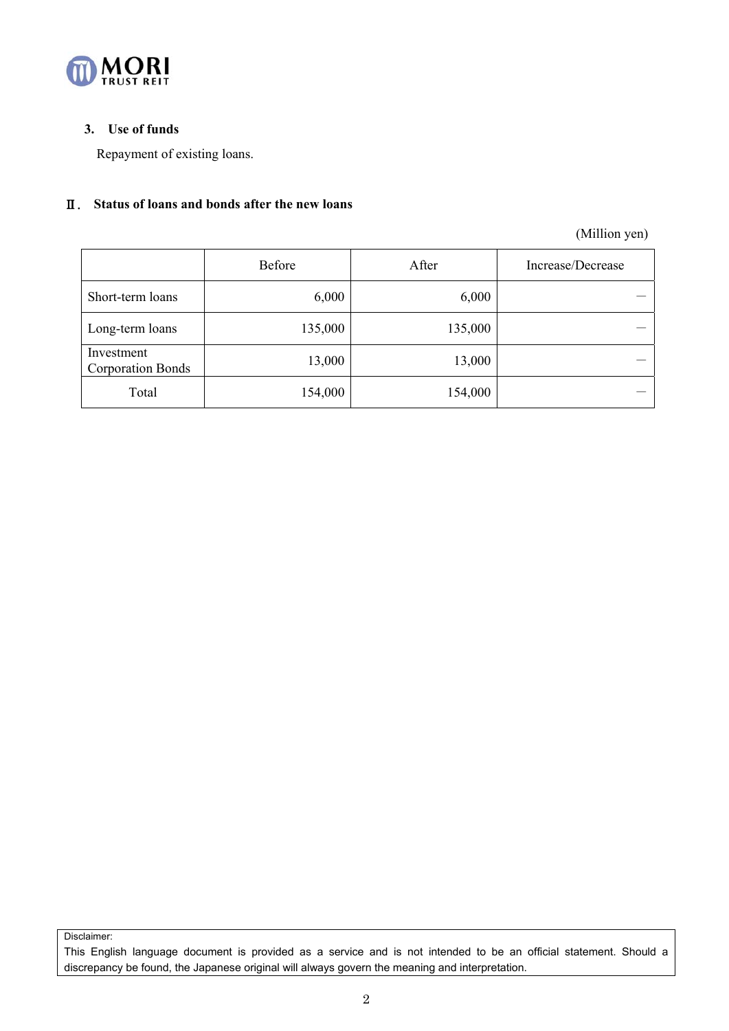### 3. Use of funds

Repayment of existing loans.

## Ⅱ. Status of loans and bonds after the new loans

(Million yen)

| | Before | After | Increase/Decrease |
|---|---|---|---|
| Short-term loans | 6,000 | 6,000 | － |
| Long-term loans | 135,000 | 135,000 | － |
| Investment Corporation Bonds | 13,000 | 13,000 | － |
| Total | 154,000 | 154,000 | － |

Disclaimer:
This English language document is provided as a service and is not intended to be an official statement. Should a discrepancy be found, the Japanese original will always govern the meaning and interpretation.